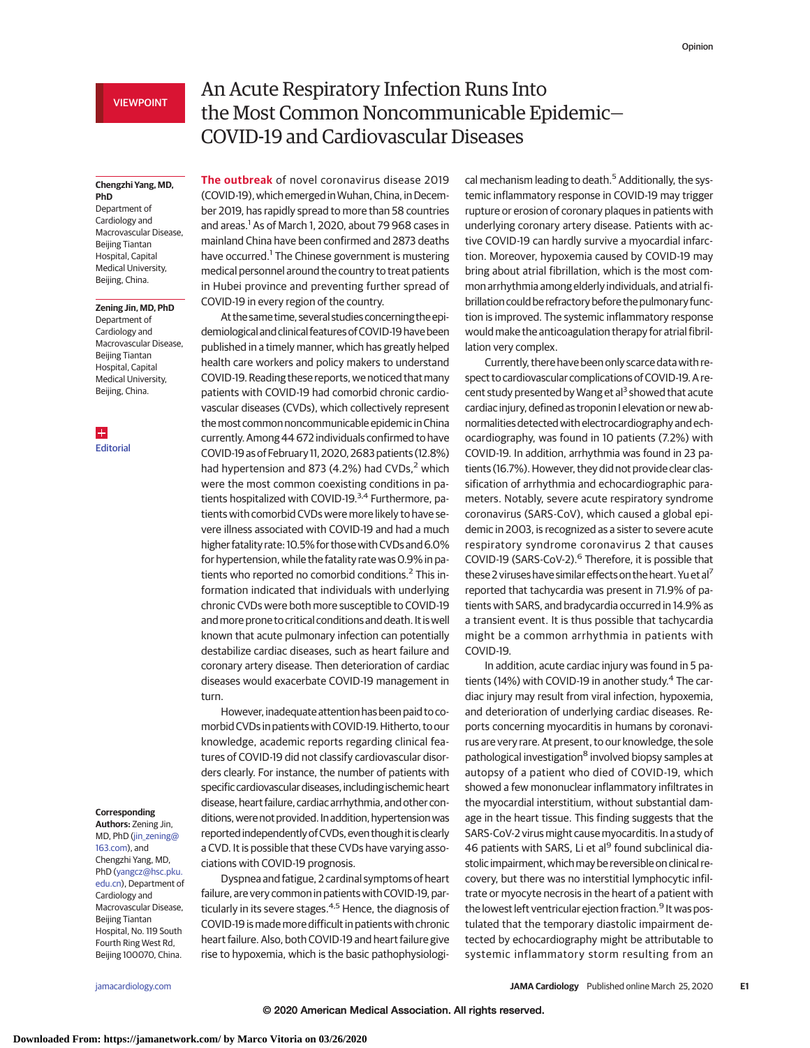VIEWPOINT

# An Acute Respiratory Infection Runs Into the Most Common Noncommunicable Epidemic—COVID-19 and Cardiovascular Diseases

**Chengzhi Yang, MD, PhD**
Department of Cardiology and Macrovascular Disease, Beijing Tiantan Hospital, Capital Medical University, Beijing, China.

**Zening Jin, MD, PhD**
Department of Cardiology and Macrovascular Disease, Beijing Tiantan Hospital, Capital Medical University, Beijing, China.

Editorial

**Corresponding Authors:** Zening Jin, MD, PhD (jin_zening@163.com), and Chengzhi Yang, MD, PhD (yangcz@hsc.pku.edu.cn), Department of Cardiology and Macrovascular Disease, Beijing Tiantan Hospital, No. 119 South Fourth Ring West Rd, Beijing 100070, China.

**The outbreak** of novel coronavirus disease 2019 (COVID-19), which emerged in Wuhan, China, in December 2019, has rapidly spread to more than 58 countries and areas.[1] As of March 1, 2020, about 79 968 cases in mainland China have been confirmed and 2873 deaths have occurred.[1] The Chinese government is mustering medical personnel around the country to treat patients in Hubei province and preventing further spread of COVID-19 in every region of the country.

At the same time, several studies concerning the epidemiological and clinical features of COVID-19 have been published in a timely manner, which has greatly helped health care workers and policy makers to understand COVID-19. Reading these reports, we noticed that many patients with COVID-19 had comorbid chronic cardiovascular diseases (CVDs), which collectively represent the most common noncommunicable epidemic in China currently. Among 44 672 individuals confirmed to have COVID-19 as of February 11, 2020, 2683 patients (12.8%) had hypertension and 873 (4.2%) had CVDs,[2] which were the most common coexisting conditions in patients hospitalized with COVID-19.[3,4] Furthermore, patients with comorbid CVDs were more likely to have severe illness associated with COVID-19 and had a much higher fatality rate: 10.5% for those with CVDs and 6.0% for hypertension, while the fatality rate was 0.9% in patients who reported no comorbid conditions.[2] This information indicated that individuals with underlying chronic CVDs were both more susceptible to COVID-19 and more prone to critical conditions and death. It is well known that acute pulmonary infection can potentially destabilize cardiac diseases, such as heart failure and coronary artery disease. Then deterioration of cardiac diseases would exacerbate COVID-19 management in turn.

However, inadequate attention has been paid to comorbid CVDs in patients with COVID-19. Hitherto, to our knowledge, academic reports regarding clinical features of COVID-19 did not classify cardiovascular disorders clearly. For instance, the number of patients with specific cardiovascular diseases, including ischemic heart disease, heart failure, cardiac arrhythmia, and other conditions, were not provided. In addition, hypertension was reported independently of CVDs, even though it is clearly a CVD. It is possible that these CVDs have varying associations with COVID-19 prognosis.

Dyspnea and fatigue, 2 cardinal symptoms of heart failure, are very common in patients with COVID-19, particularly in its severe stages.[4,5] Hence, the diagnosis of COVID-19 is made more difficult in patients with chronic heart failure. Also, both COVID-19 and heart failure give rise to hypoxemia, which is the basic pathophysiological mechanism leading to death.[5] Additionally, the systemic inflammatory response in COVID-19 may trigger rupture or erosion of coronary plaques in patients with underlying coronary artery disease. Patients with active COVID-19 can hardly survive a myocardial infarction. Moreover, hypoxemia caused by COVID-19 may bring about atrial fibrillation, which is the most common arrhythmia among elderly individuals, and atrial fibrillation could be refractory before the pulmonary function is improved. The systemic inflammatory response would make the anticoagulation therapy for atrial fibrillation very complex.

Currently, there have been only scarce data with respect to cardiovascular complications of COVID-19. A recent study presented by Wang et al[3] showed that acute cardiac injury, defined as troponin I elevation or new abnormalities detected with electrocardiography and echocardiography, was found in 10 patients (7.2%) with COVID-19. In addition, arrhythmia was found in 23 patients (16.7%). However, they did not provide clear classification of arrhythmia and echocardiographic parameters. Notably, severe acute respiratory syndrome coronavirus (SARS-CoV), which caused a global epidemic in 2003, is recognized as a sister to severe acute respiratory syndrome coronavirus 2 that causes COVID-19 (SARS-CoV-2).[6] Therefore, it is possible that these 2 viruses have similar effects on the heart. Yu et al[7] reported that tachycardia was present in 71.9% of patients with SARS, and bradycardia occurred in 14.9% as a transient event. It is thus possible that tachycardia might be a common arrhythmia in patients with COVID-19.

In addition, acute cardiac injury was found in 5 patients (14%) with COVID-19 in another study.[4] The cardiac injury may result from viral infection, hypoxemia, and deterioration of underlying cardiac diseases. Reports concerning myocarditis in humans by coronavirus are very rare. At present, to our knowledge, the sole pathological investigation[8] involved biopsy samples at autopsy of a patient who died of COVID-19, which showed a few mononuclear inflammatory infiltrates in the myocardial interstitium, without substantial damage in the heart tissue. This finding suggests that the SARS-CoV-2 virus might cause myocarditis. In a study of 46 patients with SARS, Li et al[9] found subclinical diastolic impairment, which may be reversible on clinical recovery, but there was no interstitial lymphocytic infiltrate or myocyte necrosis in the heart of a patient with the lowest left ventricular ejection fraction.[9] It was postulated that the temporary diastolic impairment detected by echocardiography might be attributable to systemic inflammatory storm resulting from an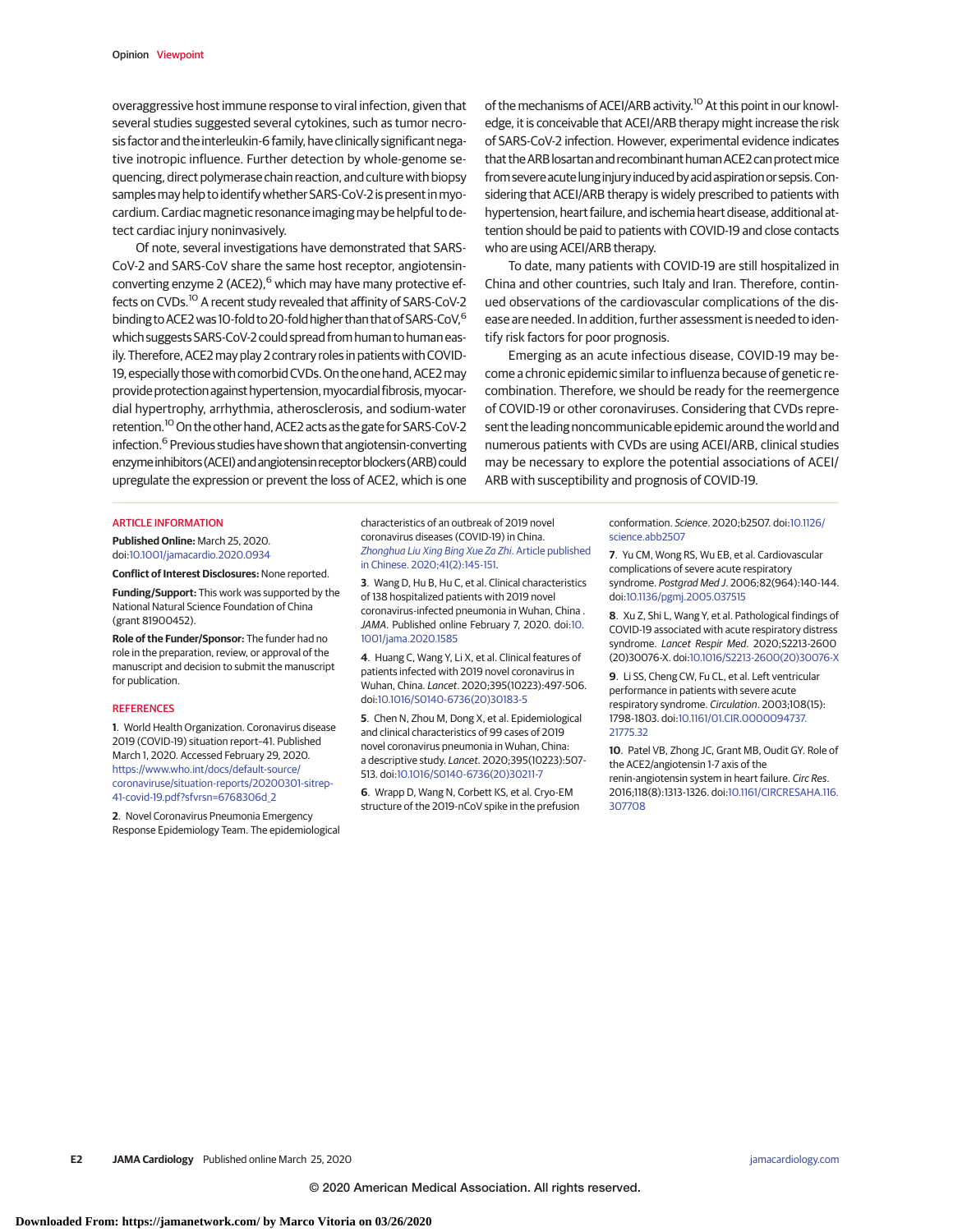overaggressive host immune response to viral infection, given that several studies suggested several cytokines, such as tumor necrosis factor and the interleukin-6 family, have clinically significant negative inotropic influence. Further detection by whole-genome sequencing, direct polymerase chain reaction, and culture with biopsy samples may help to identify whether SARS-CoV-2 is present in myocardium. Cardiac magnetic resonance imaging may be helpful to detect cardiac injury noninvasively.

Of note, several investigations have demonstrated that SARS-CoV-2 and SARS-CoV share the same host receptor, angiotensin-converting enzyme 2 (ACE2),[6] which may have many protective effects on CVDs.[10] A recent study revealed that affinity of SARS-CoV-2 binding to ACE2 was 10-fold to 20-fold higher than that of SARS-CoV,[6] which suggests SARS-CoV-2 could spread from human to human easily. Therefore, ACE2 may play 2 contrary roles in patients with COVID-19, especially those with comorbid CVDs. On the one hand, ACE2 may provide protection against hypertension, myocardial fibrosis, myocardial hypertrophy, arrhythmia, atherosclerosis, and sodium-water retention.[10] On the other hand, ACE2 acts as the gate for SARS-CoV-2 infection.[6] Previous studies have shown that angiotensin-converting enzyme inhibitors (ACEI) and angiotensin receptor blockers (ARB) could upregulate the expression or prevent the loss of ACE2, which is one of the mechanisms of ACEI/ARB activity.[10] At this point in our knowledge, it is conceivable that ACEI/ARB therapy might increase the risk of SARS-CoV-2 infection. However, experimental evidence indicates that the ARB losartan and recombinant human ACE2 can protect mice from severe acute lung injury induced by acid aspiration or sepsis. Considering that ACEI/ARB therapy is widely prescribed to patients with hypertension, heart failure, and ischemia heart disease, additional attention should be paid to patients with COVID-19 and close contacts who are using ACEI/ARB therapy.

To date, many patients with COVID-19 are still hospitalized in China and other countries, such Italy and Iran. Therefore, continued observations of the cardiovascular complications of the disease are needed. In addition, further assessment is needed to identify risk factors for poor prognosis.

Emerging as an acute infectious disease, COVID-19 may become a chronic epidemic similar to influenza because of genetic recombination. Therefore, we should be ready for the reemergence of COVID-19 or other coronaviruses. Considering that CVDs represent the leading noncommunicable epidemic around the world and numerous patients with CVDs are using ACEI/ARB, clinical studies may be necessary to explore the potential associations of ACEI/ARB with susceptibility and prognosis of COVID-19.

## ARTICLE INFORMATION

**Published Online:** March 25, 2020. doi:10.1001/jamacardio.2020.0934

**Conflict of Interest Disclosures:** None reported.

**Funding/Support:** This work was supported by the National Natural Science Foundation of China (grant 81900452).

**Role of the Funder/Sponsor:** The funder had no role in the preparation, review, or approval of the manuscript and decision to submit the manuscript for publication.

## REFERENCES

1. World Health Organization. Coronavirus disease 2019 (COVID-19) situation report–41. Published March 1, 2020. Accessed February 29, 2020. https://www.who.int/docs/default-source/coronaviruse/situation-reports/20200301-sitrep-41-covid-19.pdf?sfvrsn=6768306d_2

2. Novel Coronavirus Pneumonia Emergency Response Epidemiology Team. The epidemiological characteristics of an outbreak of 2019 novel coronavirus diseases (COVID-19) in China. *Zhonghua Liu Xing Bing Xue Za Zhi*. Article published in Chinese. 2020;41(2):145-151.

3. Wang D, Hu B, Hu C, et al. Clinical characteristics of 138 hospitalized patients with 2019 novel coronavirus-infected pneumonia in Wuhan, China . *JAMA*. Published online February 7, 2020. doi:10.1001/jama.2020.1585

4. Huang C, Wang Y, Li X, et al. Clinical features of patients infected with 2019 novel coronavirus in Wuhan, China. *Lancet*. 2020;395(10223):497-506. doi:10.1016/S0140-6736(20)30183-5

5. Chen N, Zhou M, Dong X, et al. Epidemiological and clinical characteristics of 99 cases of 2019 novel coronavirus pneumonia in Wuhan, China: a descriptive study. *Lancet*. 2020;395(10223):507-513. doi:10.1016/S0140-6736(20)30211-7

6. Wrapp D, Wang N, Corbett KS, et al. Cryo-EM structure of the 2019-nCoV spike in the prefusion conformation. *Science*. 2020;b2507. doi:10.1126/science.abb2507

7. Yu CM, Wong RS, Wu EB, et al. Cardiovascular complications of severe acute respiratory syndrome. *Postgrad Med J*. 2006;82(964):140-144. doi:10.1136/pgmj.2005.037515

8. Xu Z, Shi L, Wang Y, et al. Pathological findings of COVID-19 associated with acute respiratory distress syndrome. *Lancet Respir Med*. 2020;S2213-2600(20)30076-X. doi:10.1016/S2213-2600(20)30076-X

9. Li SS, Cheng CW, Fu CL, et al. Left ventricular performance in patients with severe acute respiratory syndrome. *Circulation*. 2003;108(15):1798-1803. doi:10.1161/01.CIR.0000094737.21775.32

10. Patel VB, Zhong JC, Grant MB, Oudit GY. Role of the ACE2/angiotensin 1-7 axis of the renin-angiotensin system in heart failure. *Circ Res*. 2016;118(8):1313-1326. doi:10.1161/CIRCRESAHA.116.307708